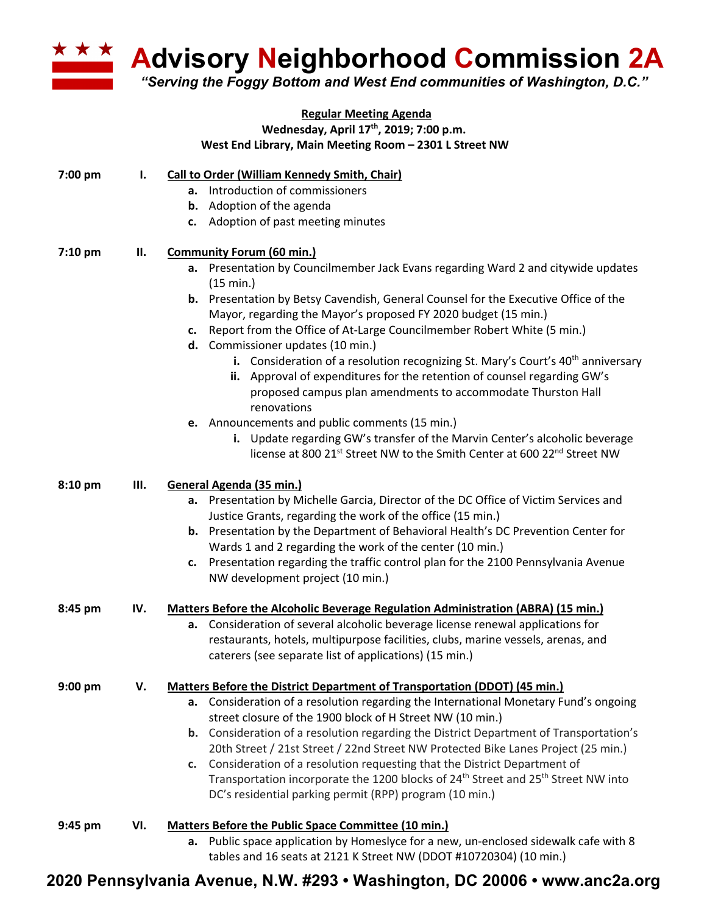# Advisory Neighborhood Commission 2A

*"Serving the Foggy Bottom and West End communities of Washington, D.C."*

**Regular Meeting Agenda**
**Wednesday, April 17th, 2019; 7:00 p.m.**
**West End Library, Main Meeting Room – 2301 L Street NW**

**7:00 pm — I. Call to Order (William Kennedy Smith, Chair)**

- **a.** Introduction of commissioners
- **b.** Adoption of the agenda
- **c.** Adoption of past meeting minutes

**7:10 pm — II. Community Forum (60 min.)**

- **a.** Presentation by Councilmember Jack Evans regarding Ward 2 and citywide updates (15 min.)
- **b.** Presentation by Betsy Cavendish, General Counsel for the Executive Office of the Mayor, regarding the Mayor's proposed FY 2020 budget (15 min.)
- **c.** Report from the Office of At-Large Councilmember Robert White (5 min.)
- **d.** Commissioner updates (10 min.)
  - **i.** Consideration of a resolution recognizing St. Mary's Court's 40th anniversary
  - **ii.** Approval of expenditures for the retention of counsel regarding GW's proposed campus plan amendments to accommodate Thurston Hall renovations
- **e.** Announcements and public comments (15 min.)
  - **i.** Update regarding GW's transfer of the Marvin Center's alcoholic beverage license at 800 21st Street NW to the Smith Center at 600 22nd Street NW

**8:10 pm — III. General Agenda (35 min.)**

- **a.** Presentation by Michelle Garcia, Director of the DC Office of Victim Services and Justice Grants, regarding the work of the office (15 min.)
- **b.** Presentation by the Department of Behavioral Health's DC Prevention Center for Wards 1 and 2 regarding the work of the center (10 min.)
- **c.** Presentation regarding the traffic control plan for the 2100 Pennsylvania Avenue NW development project (10 min.)

**8:45 pm — IV. Matters Before the Alcoholic Beverage Regulation Administration (ABRA) (15 min.)**

- **a.** Consideration of several alcoholic beverage license renewal applications for restaurants, hotels, multipurpose facilities, clubs, marine vessels, arenas, and caterers (see separate list of applications) (15 min.)

**9:00 pm — V. Matters Before the District Department of Transportation (DDOT) (45 min.)**

- **a.** Consideration of a resolution regarding the International Monetary Fund's ongoing street closure of the 1900 block of H Street NW (10 min.)
- **b.** Consideration of a resolution regarding the District Department of Transportation's 20th Street / 21st Street / 22nd Street NW Protected Bike Lanes Project (25 min.)
- **c.** Consideration of a resolution requesting that the District Department of Transportation incorporate the 1200 blocks of 24th Street and 25th Street NW into DC's residential parking permit (RPP) program (10 min.)

**9:45 pm — VI. Matters Before the Public Space Committee (10 min.)**

- **a.** Public space application by Homeslyce for a new, un-enclosed sidewalk cafe with 8 tables and 16 seats at 2121 K Street NW (DDOT #10720304) (10 min.)

**2020 Pennsylvania Avenue, N.W. #293 • Washington, DC 20006 • www.anc2a.org**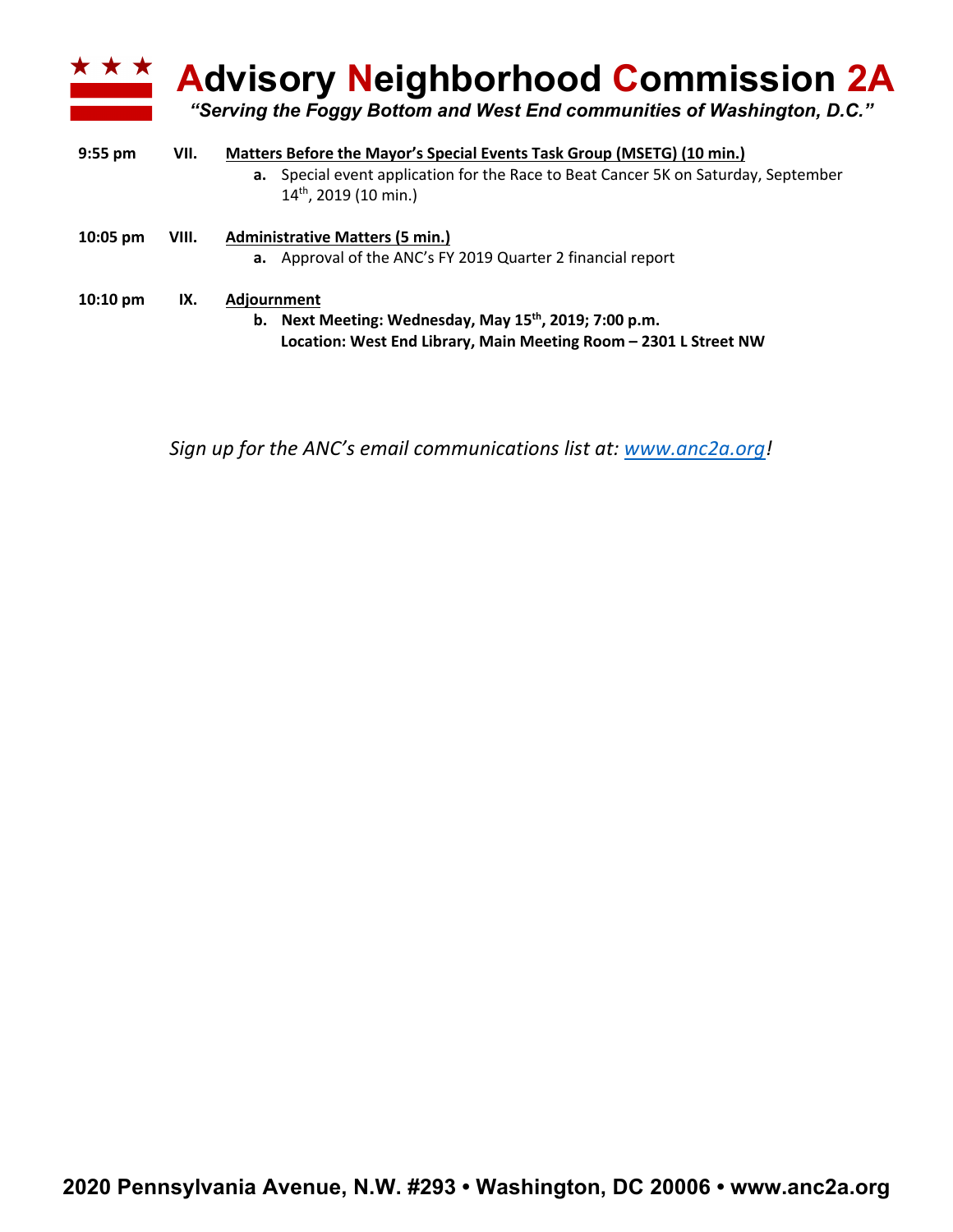# Advisory Neighborhood Commission 2A

*"Serving the Foggy Bottom and West End communities of Washington, D.C."*

**9:55 pm** **VII.** **Matters Before the Mayor's Special Events Task Group (MSETG) (10 min.)**

- **a.** Special event application for the Race to Beat Cancer 5K on Saturday, September 14th, 2019 (10 min.)

**10:05 pm** **VIII.** **Administrative Matters (5 min.)**

- **a.** Approval of the ANC's FY 2019 Quarter 2 financial report

**10:10 pm** **IX.** **Adjournment**

- **b. Next Meeting: Wednesday, May 15th, 2019; 7:00 p.m.**
  **Location: West End Library, Main Meeting Room – 2301 L Street NW**

*Sign up for the ANC's email communications list at: www.anc2a.org!*

**2020 Pennsylvania Avenue, N.W. #293 • Washington, DC 20006 • www.anc2a.org**